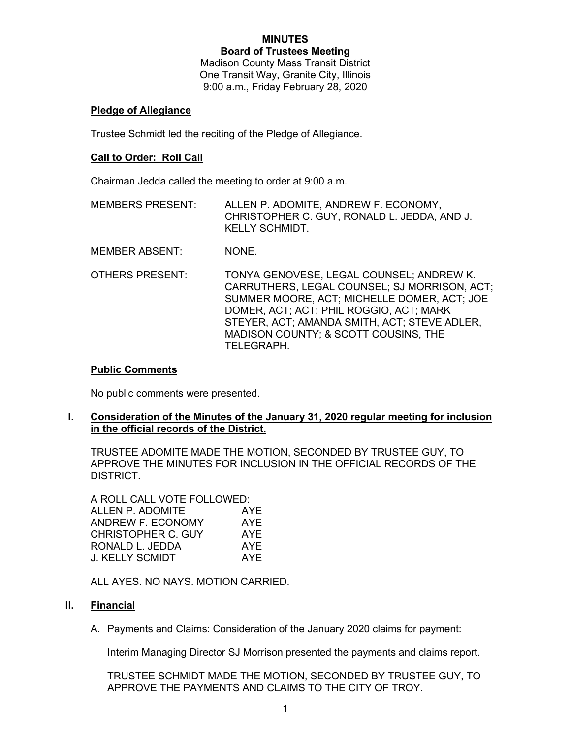**MINUTES**
**Board of Trustees Meeting**
Madison County Mass Transit District
One Transit Way, Granite City, Illinois
9:00 a.m., Friday February 28, 2020

**Pledge of Allegiance**

Trustee Schmidt led the reciting of the Pledge of Allegiance.

**Call to Order: Roll Call**

Chairman Jedda called the meeting to order at 9:00 a.m.

MEMBERS PRESENT: ALLEN P. ADOMITE, ANDREW F. ECONOMY, CHRISTOPHER C. GUY, RONALD L. JEDDA, AND J. KELLY SCHMIDT.

MEMBER ABSENT: NONE.

OTHERS PRESENT: TONYA GENOVESE, LEGAL COUNSEL; ANDREW K. CARRUTHERS, LEGAL COUNSEL; SJ MORRISON, ACT; SUMMER MOORE, ACT; MICHELLE DOMER, ACT; JOE DOMER, ACT; ACT; PHIL ROGGIO, ACT; MARK STEYER, ACT; AMANDA SMITH, ACT; STEVE ADLER, MADISON COUNTY; & SCOTT COUSINS, THE TELEGRAPH.

**Public Comments**

No public comments were presented.

**I. Consideration of the Minutes of the January 31, 2020 regular meeting for inclusion in the official records of the District.**

TRUSTEE ADOMITE MADE THE MOTION, SECONDED BY TRUSTEE GUY, TO APPROVE THE MINUTES FOR INCLUSION IN THE OFFICIAL RECORDS OF THE DISTRICT.

A ROLL CALL VOTE FOLLOWED:

| | |
|---|---|
| ALLEN P. ADOMITE | AYE |
| ANDREW F. ECONOMY | AYE |
| CHRISTOPHER C. GUY | AYE |
| RONALD L. JEDDA | AYE |
| J. KELLY SCMIDT | AYE |

ALL AYES. NO NAYS. MOTION CARRIED.

**II. Financial**

A. Payments and Claims: Consideration of the January 2020 claims for payment:

Interim Managing Director SJ Morrison presented the payments and claims report.

TRUSTEE SCHMIDT MADE THE MOTION, SECONDED BY TRUSTEE GUY, TO APPROVE THE PAYMENTS AND CLAIMS TO THE CITY OF TROY.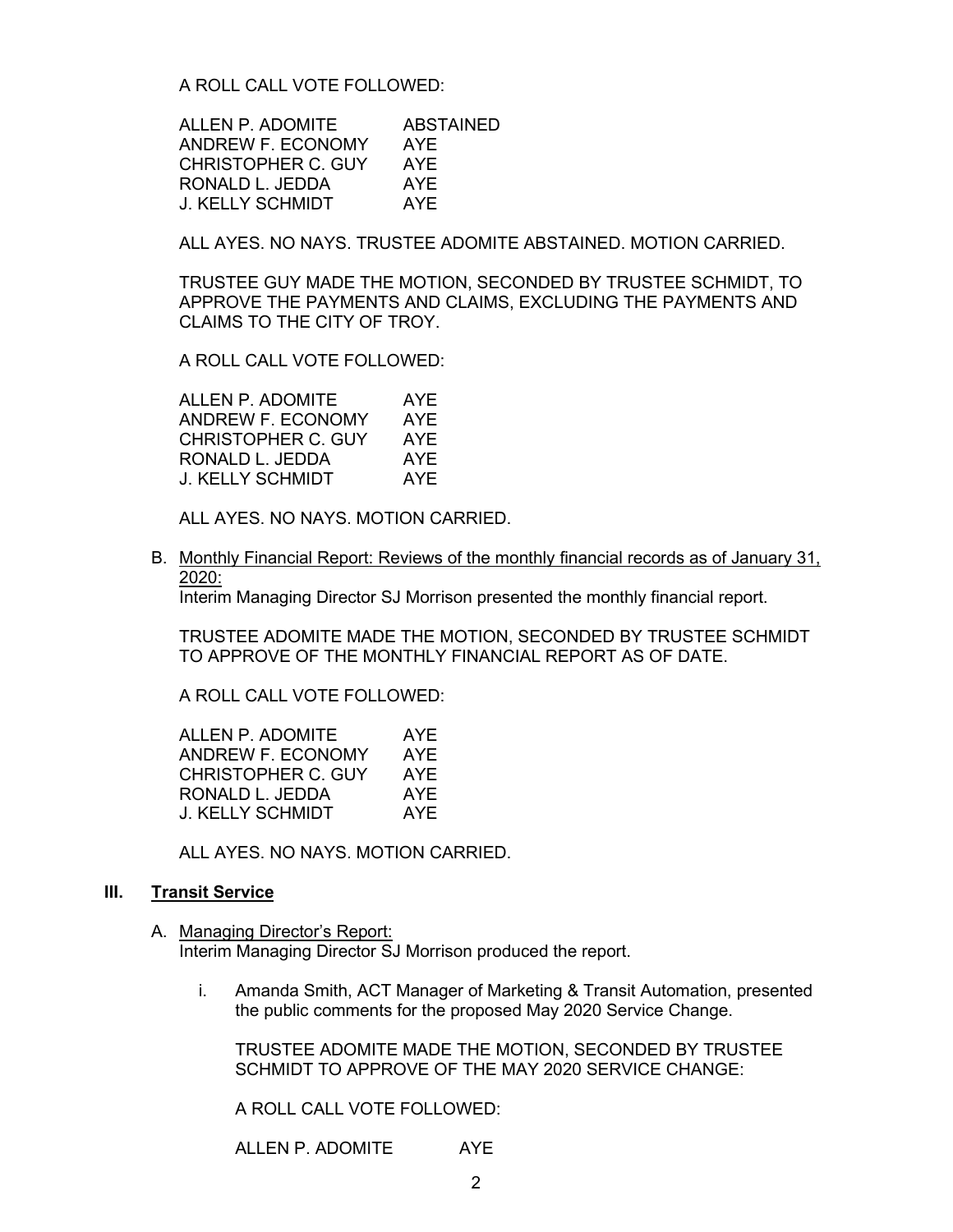A ROLL CALL VOTE FOLLOWED:

| | |
|---|---|
| ALLEN P. ADOMITE | ABSTAINED |
| ANDREW F. ECONOMY | AYE |
| CHRISTOPHER C. GUY | AYE |
| RONALD L. JEDDA | AYE |
| J. KELLY SCHMIDT | AYE |

ALL AYES. NO NAYS. TRUSTEE ADOMITE ABSTAINED. MOTION CARRIED.

TRUSTEE GUY MADE THE MOTION, SECONDED BY TRUSTEE SCHMIDT, TO APPROVE THE PAYMENTS AND CLAIMS, EXCLUDING THE PAYMENTS AND CLAIMS TO THE CITY OF TROY.

A ROLL CALL VOTE FOLLOWED:

| | |
|---|---|
| ALLEN P. ADOMITE | AYE |
| ANDREW F. ECONOMY | AYE |
| CHRISTOPHER C. GUY | AYE |
| RONALD L. JEDDA | AYE |
| J. KELLY SCHMIDT | AYE |

ALL AYES. NO NAYS. MOTION CARRIED.

B. Monthly Financial Report: Reviews of the monthly financial records as of January 31, 2020:
Interim Managing Director SJ Morrison presented the monthly financial report.

TRUSTEE ADOMITE MADE THE MOTION, SECONDED BY TRUSTEE SCHMIDT TO APPROVE OF THE MONTHLY FINANCIAL REPORT AS OF DATE.

A ROLL CALL VOTE FOLLOWED:

| | |
|---|---|
| ALLEN P. ADOMITE | AYE |
| ANDREW F. ECONOMY | AYE |
| CHRISTOPHER C. GUY | AYE |
| RONALD L. JEDDA | AYE |
| J. KELLY SCHMIDT | AYE |

ALL AYES. NO NAYS. MOTION CARRIED.

## III. Transit Service

A. Managing Director's Report:
Interim Managing Director SJ Morrison produced the report.

i. Amanda Smith, ACT Manager of Marketing & Transit Automation, presented the public comments for the proposed May 2020 Service Change.

TRUSTEE ADOMITE MADE THE MOTION, SECONDED BY TRUSTEE SCHMIDT TO APPROVE OF THE MAY 2020 SERVICE CHANGE:

A ROLL CALL VOTE FOLLOWED:

| | |
|---|---|
| ALLEN P. ADOMITE | AYE |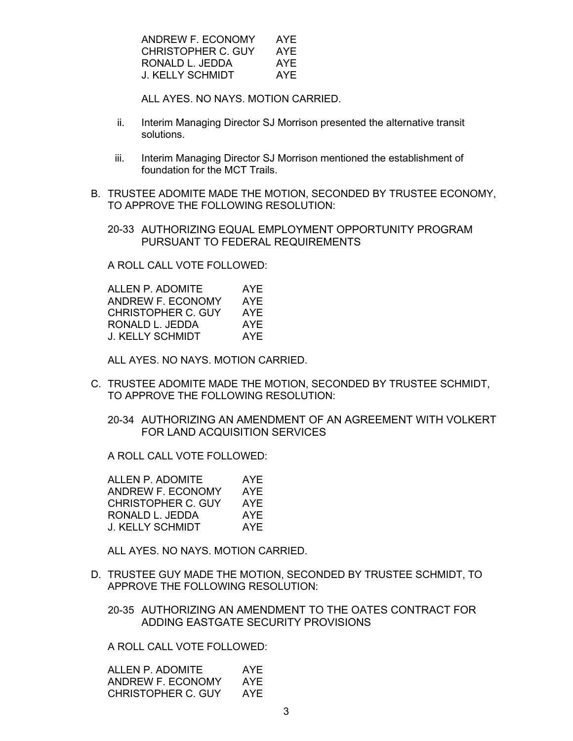| | |
|---|---|
| ANDREW F. ECONOMY | AYE |
| CHRISTOPHER C. GUY | AYE |
| RONALD L. JEDDA | AYE |
| J. KELLY SCHMIDT | AYE |

ALL AYES. NO NAYS. MOTION CARRIED.

ii. Interim Managing Director SJ Morrison presented the alternative transit solutions.

iii. Interim Managing Director SJ Morrison mentioned the establishment of foundation for the MCT Trails.

B. TRUSTEE ADOMITE MADE THE MOTION, SECONDED BY TRUSTEE ECONOMY, TO APPROVE THE FOLLOWING RESOLUTION:

20-33 AUTHORIZING EQUAL EMPLOYMENT OPPORTUNITY PROGRAM PURSUANT TO FEDERAL REQUIREMENTS

A ROLL CALL VOTE FOLLOWED:

| | |
|---|---|
| ALLEN P. ADOMITE | AYE |
| ANDREW F. ECONOMY | AYE |
| CHRISTOPHER C. GUY | AYE |
| RONALD L. JEDDA | AYE |
| J. KELLY SCHMIDT | AYE |

ALL AYES. NO NAYS. MOTION CARRIED.

C. TRUSTEE ADOMITE MADE THE MOTION, SECONDED BY TRUSTEE SCHMIDT, TO APPROVE THE FOLLOWING RESOLUTION:

20-34 AUTHORIZING AN AMENDMENT OF AN AGREEMENT WITH VOLKERT FOR LAND ACQUISITION SERVICES

A ROLL CALL VOTE FOLLOWED:

| | |
|---|---|
| ALLEN P. ADOMITE | AYE |
| ANDREW F. ECONOMY | AYE |
| CHRISTOPHER C. GUY | AYE |
| RONALD L. JEDDA | AYE |
| J. KELLY SCHMIDT | AYE |

ALL AYES. NO NAYS. MOTION CARRIED.

D. TRUSTEE GUY MADE THE MOTION, SECONDED BY TRUSTEE SCHMIDT, TO APPROVE THE FOLLOWING RESOLUTION:

20-35 AUTHORIZING AN AMENDMENT TO THE OATES CONTRACT FOR ADDING EASTGATE SECURITY PROVISIONS

A ROLL CALL VOTE FOLLOWED:

| | |
|---|---|
| ALLEN P. ADOMITE | AYE |
| ANDREW F. ECONOMY | AYE |
| CHRISTOPHER C. GUY | AYE |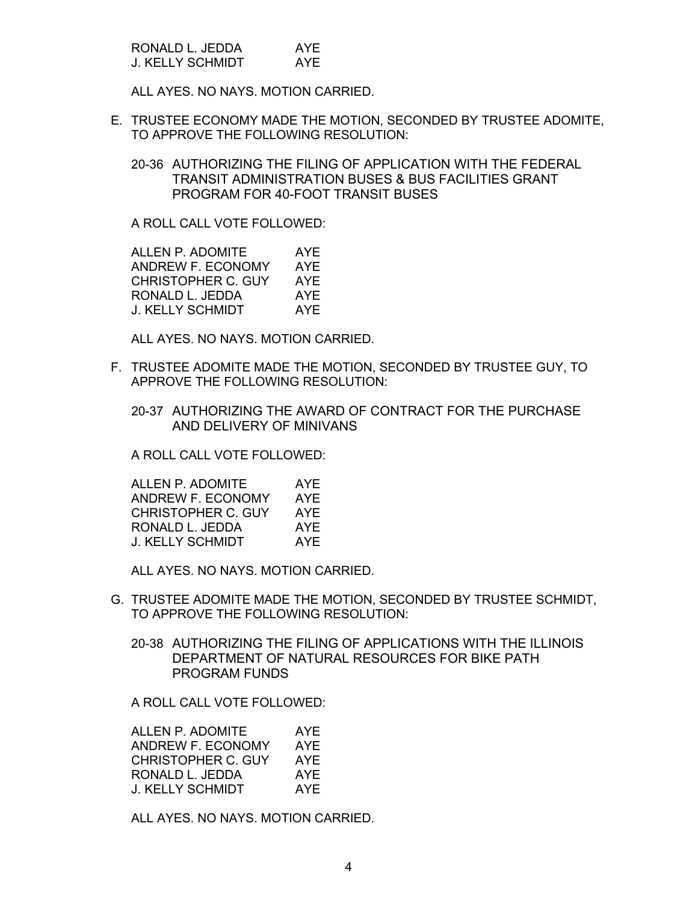| | |
|---|---|
| RONALD L. JEDDA | AYE |
| J. KELLY SCHMIDT | AYE |

ALL AYES. NO NAYS. MOTION CARRIED.

E. TRUSTEE ECONOMY MADE THE MOTION, SECONDED BY TRUSTEE ADOMITE, TO APPROVE THE FOLLOWING RESOLUTION:

   20-36 AUTHORIZING THE FILING OF APPLICATION WITH THE FEDERAL TRANSIT ADMINISTRATION BUSES & BUS FACILITIES GRANT PROGRAM FOR 40-FOOT TRANSIT BUSES

   A ROLL CALL VOTE FOLLOWED:

   | | |
   |---|---|
   | ALLEN P. ADOMITE | AYE |
   | ANDREW F. ECONOMY | AYE |
   | CHRISTOPHER C. GUY | AYE |
   | RONALD L. JEDDA | AYE |
   | J. KELLY SCHMIDT | AYE |

   ALL AYES. NO NAYS. MOTION CARRIED.

F. TRUSTEE ADOMITE MADE THE MOTION, SECONDED BY TRUSTEE GUY, TO APPROVE THE FOLLOWING RESOLUTION:

   20-37 AUTHORIZING THE AWARD OF CONTRACT FOR THE PURCHASE AND DELIVERY OF MINIVANS

   A ROLL CALL VOTE FOLLOWED:

   | | |
   |---|---|
   | ALLEN P. ADOMITE | AYE |
   | ANDREW F. ECONOMY | AYE |
   | CHRISTOPHER C. GUY | AYE |
   | RONALD L. JEDDA | AYE |
   | J. KELLY SCHMIDT | AYE |

   ALL AYES. NO NAYS. MOTION CARRIED.

G. TRUSTEE ADOMITE MADE THE MOTION, SECONDED BY TRUSTEE SCHMIDT, TO APPROVE THE FOLLOWING RESOLUTION:

   20-38 AUTHORIZING THE FILING OF APPLICATIONS WITH THE ILLINOIS DEPARTMENT OF NATURAL RESOURCES FOR BIKE PATH PROGRAM FUNDS

   A ROLL CALL VOTE FOLLOWED:

   | | |
   |---|---|
   | ALLEN P. ADOMITE | AYE |
   | ANDREW F. ECONOMY | AYE |
   | CHRISTOPHER C. GUY | AYE |
   | RONALD L. JEDDA | AYE |
   | J. KELLY SCHMIDT | AYE |

   ALL AYES. NO NAYS. MOTION CARRIED.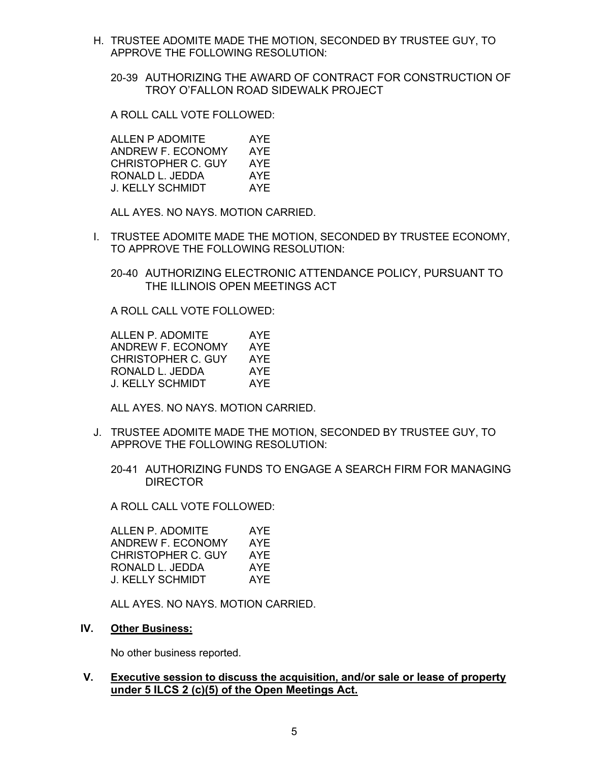H. TRUSTEE ADOMITE MADE THE MOTION, SECONDED BY TRUSTEE GUY, TO APPROVE THE FOLLOWING RESOLUTION:

20-39 AUTHORIZING THE AWARD OF CONTRACT FOR CONSTRUCTION OF TROY O'FALLON ROAD SIDEWALK PROJECT

A ROLL CALL VOTE FOLLOWED:

| | |
|---|---|
| ALLEN P ADOMITE | AYE |
| ANDREW F. ECONOMY | AYE |
| CHRISTOPHER C. GUY | AYE |
| RONALD L. JEDDA | AYE |
| J. KELLY SCHMIDT | AYE |

ALL AYES. NO NAYS. MOTION CARRIED.

I. TRUSTEE ADOMITE MADE THE MOTION, SECONDED BY TRUSTEE ECONOMY, TO APPROVE THE FOLLOWING RESOLUTION:

20-40 AUTHORIZING ELECTRONIC ATTENDANCE POLICY, PURSUANT TO THE ILLINOIS OPEN MEETINGS ACT

A ROLL CALL VOTE FOLLOWED:

| | |
|---|---|
| ALLEN P. ADOMITE | AYE |
| ANDREW F. ECONOMY | AYE |
| CHRISTOPHER C. GUY | AYE |
| RONALD L. JEDDA | AYE |
| J. KELLY SCHMIDT | AYE |

ALL AYES. NO NAYS. MOTION CARRIED.

J. TRUSTEE ADOMITE MADE THE MOTION, SECONDED BY TRUSTEE GUY, TO APPROVE THE FOLLOWING RESOLUTION:

20-41 AUTHORIZING FUNDS TO ENGAGE A SEARCH FIRM FOR MANAGING DIRECTOR

A ROLL CALL VOTE FOLLOWED:

| | |
|---|---|
| ALLEN P. ADOMITE | AYE |
| ANDREW F. ECONOMY | AYE |
| CHRISTOPHER C. GUY | AYE |
| RONALD L. JEDDA | AYE |
| J. KELLY SCHMIDT | AYE |

ALL AYES. NO NAYS. MOTION CARRIED.

## IV. <u>Other Business:</u>

No other business reported.

## V. <u>Executive session to discuss the acquisition, and/or sale or lease of property under 5 ILCS 2 (c)(5) of the Open Meetings Act.</u>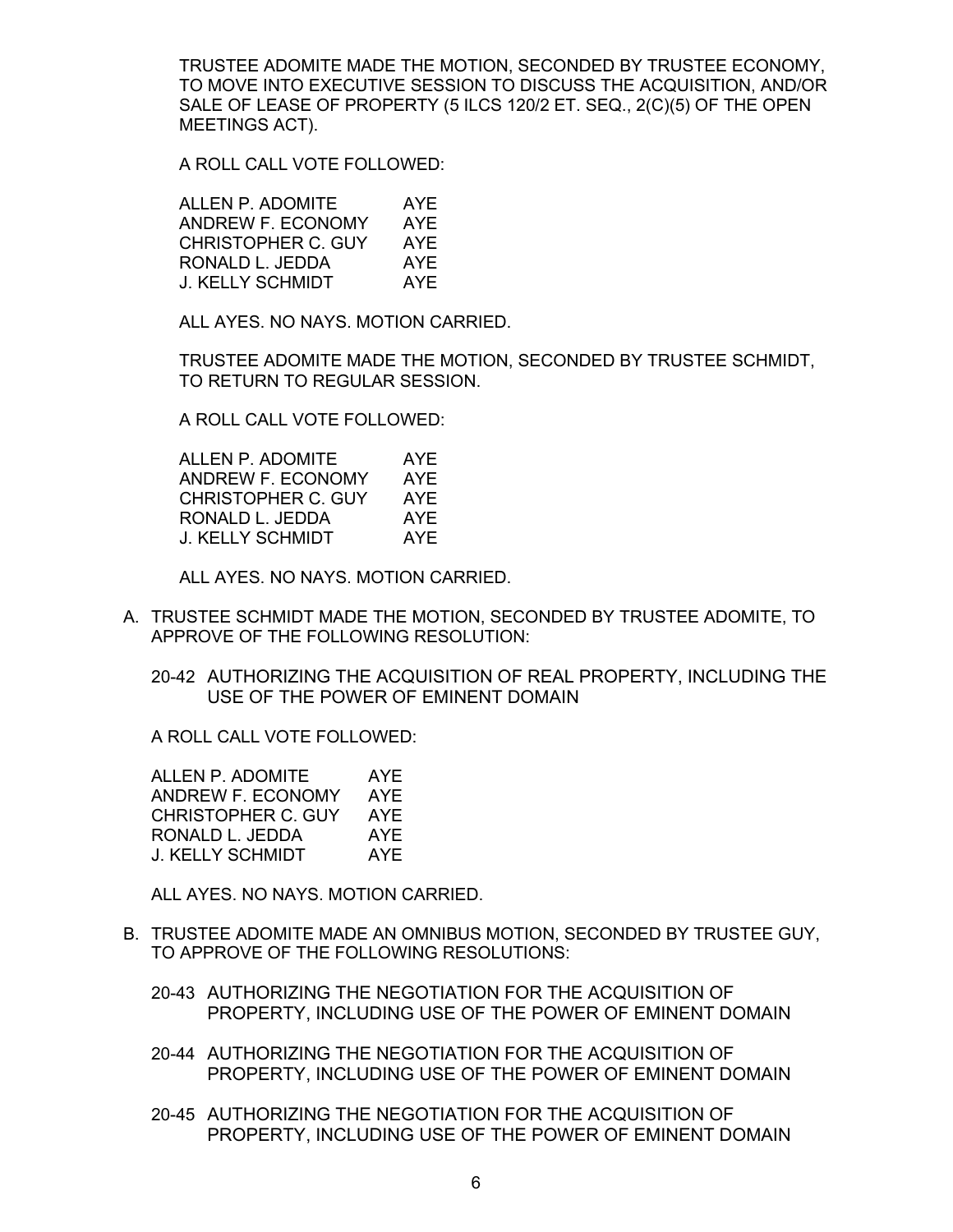TRUSTEE ADOMITE MADE THE MOTION, SECONDED BY TRUSTEE ECONOMY, TO MOVE INTO EXECUTIVE SESSION TO DISCUSS THE ACQUISITION, AND/OR SALE OF LEASE OF PROPERTY (5 ILCS 120/2 ET. SEQ., 2(C)(5) OF THE OPEN MEETINGS ACT).

A ROLL CALL VOTE FOLLOWED:

| | |
|---|---|
| ALLEN P. ADOMITE | AYE |
| ANDREW F. ECONOMY | AYE |
| CHRISTOPHER C. GUY | AYE |
| RONALD L. JEDDA | AYE |
| J. KELLY SCHMIDT | AYE |

ALL AYES. NO NAYS. MOTION CARRIED.

TRUSTEE ADOMITE MADE THE MOTION, SECONDED BY TRUSTEE SCHMIDT, TO RETURN TO REGULAR SESSION.

A ROLL CALL VOTE FOLLOWED:

| | |
|---|---|
| ALLEN P. ADOMITE | AYE |
| ANDREW F. ECONOMY | AYE |
| CHRISTOPHER C. GUY | AYE |
| RONALD L. JEDDA | AYE |
| J. KELLY SCHMIDT | AYE |

ALL AYES. NO NAYS. MOTION CARRIED.

A. TRUSTEE SCHMIDT MADE THE MOTION, SECONDED BY TRUSTEE ADOMITE, TO APPROVE OF THE FOLLOWING RESOLUTION:

   20-42 AUTHORIZING THE ACQUISITION OF REAL PROPERTY, INCLUDING THE USE OF THE POWER OF EMINENT DOMAIN

   A ROLL CALL VOTE FOLLOWED:

| | |
|---|---|
| ALLEN P. ADOMITE | AYE |
| ANDREW F. ECONOMY | AYE |
| CHRISTOPHER C. GUY | AYE |
| RONALD L. JEDDA | AYE |
| J. KELLY SCHMIDT | AYE |

   ALL AYES. NO NAYS. MOTION CARRIED.

B. TRUSTEE ADOMITE MADE AN OMNIBUS MOTION, SECONDED BY TRUSTEE GUY, TO APPROVE OF THE FOLLOWING RESOLUTIONS:

   20-43 AUTHORIZING THE NEGOTIATION FOR THE ACQUISITION OF PROPERTY, INCLUDING USE OF THE POWER OF EMINENT DOMAIN

   20-44 AUTHORIZING THE NEGOTIATION FOR THE ACQUISITION OF PROPERTY, INCLUDING USE OF THE POWER OF EMINENT DOMAIN

   20-45 AUTHORIZING THE NEGOTIATION FOR THE ACQUISITION OF PROPERTY, INCLUDING USE OF THE POWER OF EMINENT DOMAIN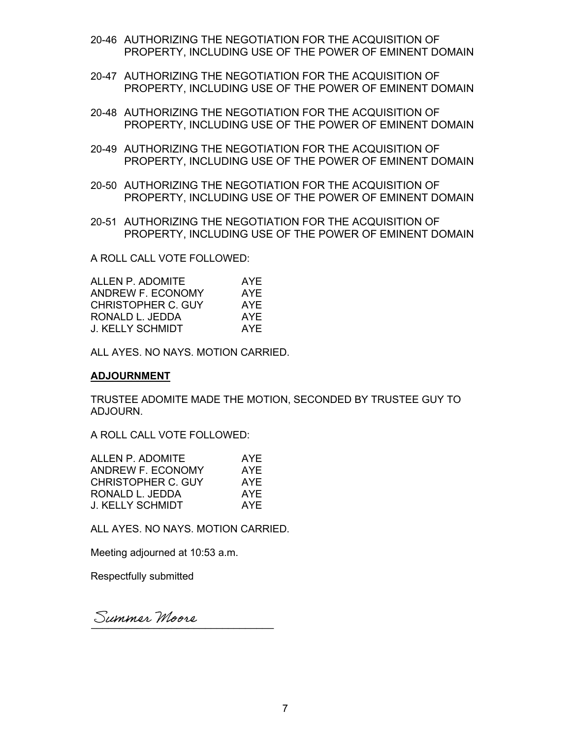20-46 AUTHORIZING THE NEGOTIATION FOR THE ACQUISITION OF PROPERTY, INCLUDING USE OF THE POWER OF EMINENT DOMAIN

20-47 AUTHORIZING THE NEGOTIATION FOR THE ACQUISITION OF PROPERTY, INCLUDING USE OF THE POWER OF EMINENT DOMAIN

20-48 AUTHORIZING THE NEGOTIATION FOR THE ACQUISITION OF PROPERTY, INCLUDING USE OF THE POWER OF EMINENT DOMAIN

20-49 AUTHORIZING THE NEGOTIATION FOR THE ACQUISITION OF PROPERTY, INCLUDING USE OF THE POWER OF EMINENT DOMAIN

20-50 AUTHORIZING THE NEGOTIATION FOR THE ACQUISITION OF PROPERTY, INCLUDING USE OF THE POWER OF EMINENT DOMAIN

20-51 AUTHORIZING THE NEGOTIATION FOR THE ACQUISITION OF PROPERTY, INCLUDING USE OF THE POWER OF EMINENT DOMAIN

A ROLL CALL VOTE FOLLOWED:

| | |
|---|---|
| ALLEN P. ADOMITE | AYE |
| ANDREW F. ECONOMY | AYE |
| CHRISTOPHER C. GUY | AYE |
| RONALD L. JEDDA | AYE |
| J. KELLY SCHMIDT | AYE |

ALL AYES. NO NAYS. MOTION CARRIED.

**ADJOURNMENT**

TRUSTEE ADOMITE MADE THE MOTION, SECONDED BY TRUSTEE GUY TO ADJOURN.

A ROLL CALL VOTE FOLLOWED:

| | |
|---|---|
| ALLEN P. ADOMITE | AYE |
| ANDREW F. ECONOMY | AYE |
| CHRISTOPHER C. GUY | AYE |
| RONALD L. JEDDA | AYE |
| J. KELLY SCHMIDT | AYE |

ALL AYES. NO NAYS. MOTION CARRIED.

Meeting adjourned at 10:53 a.m.

Respectfully submitted

Summer Moore